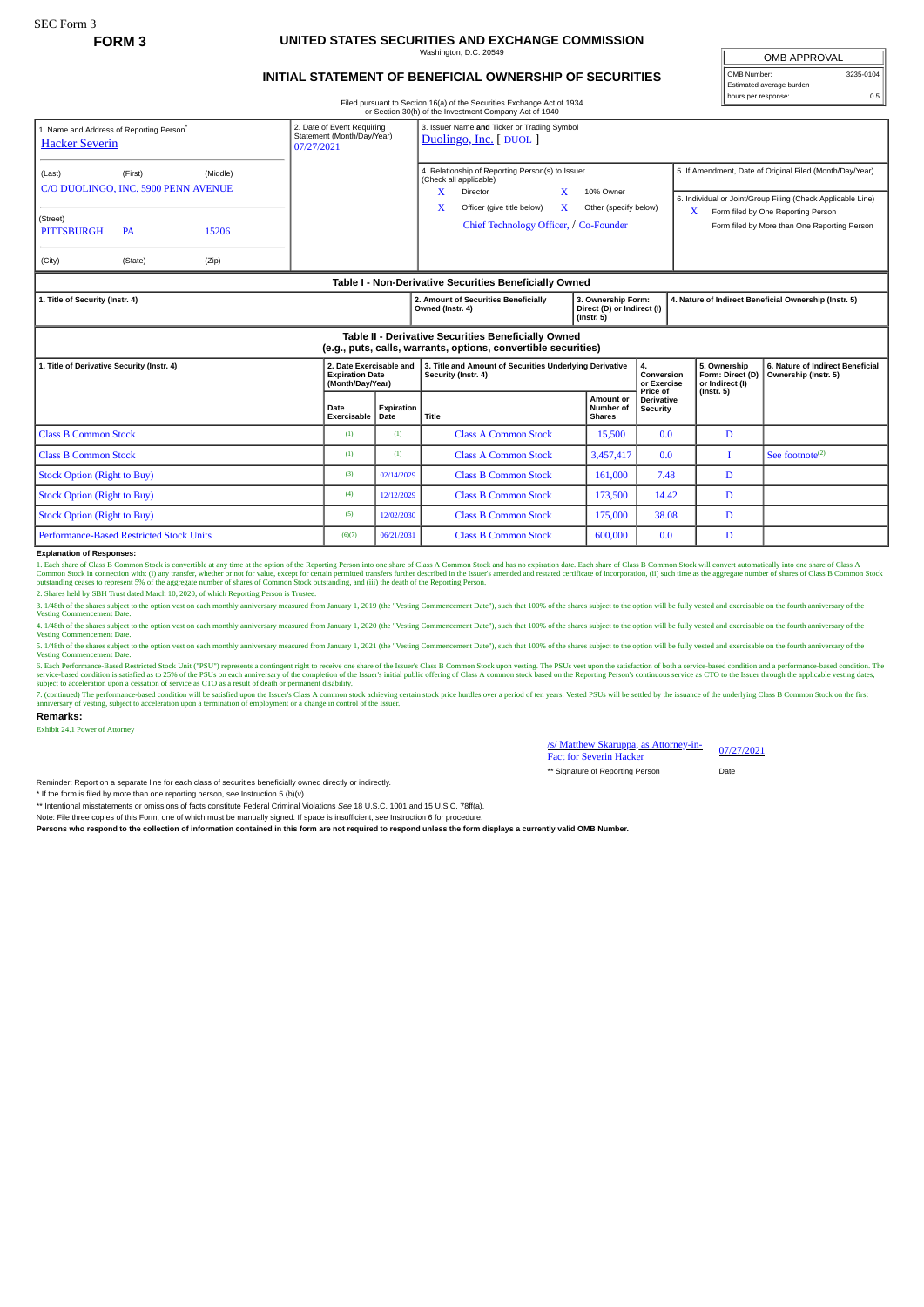SEC Form 3

**FORM 3**

# UNITED STATES SECURITIES AND EXCHANGE COMMISSION

Washington, D.C. 20549

## INITIAL STATEMENT OF BENEFICIAL OWNERSHIP OF SECURITIES

Filed pursuant to Section 16(a) of the Securities Exchange Act of 1934
or Section 30(h) of the Investment Company Act of 1940

| OMB APPROVAL | |
|---|---|
| OMB Number: | 3235-0104 |
| Estimated average burden | |
| hours per response: | 0.5 |

1. Name and Address of Reporting Person*
Hacker Severin

(Last) (First) (Middle)
C/O DUOLINGO, INC. 5900 PENN AVENUE

(Street)
PITTSBURGH PA 15206

(City) (State) (Zip)

2. Date of Event Requiring Statement (Month/Day/Year)
07/27/2021

3. Issuer Name and Ticker or Trading Symbol
Duolingo, Inc. [ DUOL ]

4. Relationship of Reporting Person(s) to Issuer (Check all applicable)
X Director
X 10% Owner
X Officer (give title below)
X Other (specify below)
Chief Technology Officer, / Co-Founder

5. If Amendment, Date of Original Filed (Month/Day/Year)

6. Individual or Joint/Group Filing (Check Applicable Line)
X Form filed by One Reporting Person
Form filed by More than One Reporting Person

### Table I - Non-Derivative Securities Beneficially Owned

| 1. Title of Security (Instr. 4) | 2. Amount of Securities Beneficially Owned (Instr. 4) | 3. Ownership Form: Direct (D) or Indirect (I) (Instr. 5) | 4. Nature of Indirect Beneficial Ownership (Instr. 5) |
|---|---|---|---|

### Table II - Derivative Securities Beneficially Owned (e.g., puts, calls, warrants, options, convertible securities)

| 1. Title of Derivative Security (Instr. 4) | 2. Date Exercisable and Expiration Date (Month/Day/Year) | | 3. Title and Amount of Securities Underlying Derivative Security (Instr. 4) | | 4. Conversion or Exercise Price of Derivative Security | 5. Ownership Form: Direct (D) or Indirect (I) (Instr. 5) | 6. Nature of Indirect Beneficial Ownership (Instr. 5) |
|---|---|---|---|---|---|---|---|
| | Date Exercisable | Expiration Date | Title | Amount or Number of Shares | | | |
| Class B Common Stock | (1) | (1) | Class A Common Stock | 15,500 | 0.0 | D | |
| Class B Common Stock | (1) | (1) | Class A Common Stock | 3,457,417 | 0.0 | I | See footnote(2) |
| Stock Option (Right to Buy) | (3) | 02/14/2029 | Class B Common Stock | 161,000 | 7.48 | D | |
| Stock Option (Right to Buy) | (4) | 12/12/2029 | Class B Common Stock | 173,500 | 14.42 | D | |
| Stock Option (Right to Buy) | (5) | 12/02/2030 | Class B Common Stock | 175,000 | 38.08 | D | |
| Performance-Based Restricted Stock Units | (6)(7) | 06/21/2031 | Class B Common Stock | 600,000 | 0.0 | D | |

**Explanation of Responses:**

1. Each share of Class B Common Stock is convertible at any time at the option of the Reporting Person into one share of Class A Common Stock and has no expiration date. Each share of Class B Common Stock will convert automatically into one share of Class A Common Stock in connection with: (i) any transfer, whether or not for value, except for certain permitted transfers further described in the Issuer's amended and restated certificate of incorporation, (ii) such time as the aggregate number of shares of Class B Common Stock outstanding ceases to represent 5% of the aggregate number of shares of Common Stock outstanding, and (iii) the death of the Reporting Person.

2. Shares held by SBH Trust dated March 10, 2020, of which Reporting Person is Trustee.

3. 1/48th of the shares subject to the option vest on each monthly anniversary measured from January 1, 2019 (the "Vesting Commencement Date"), such that 100% of the shares subject to the option will be fully vested and exercisable on the fourth anniversary of the Vesting Commencement Date.

4. 1/48th of the shares subject to the option vest on each monthly anniversary measured from January 1, 2020 (the "Vesting Commencement Date"), such that 100% of the shares subject to the option will be fully vested and exercisable on the fourth anniversary of the Vesting Commencement Date.

5. 1/48th of the shares subject to the option vest on each monthly anniversary measured from January 1, 2021 (the "Vesting Commencement Date"), such that 100% of the shares subject to the option will be fully vested and exercisable on the fourth anniversary of the Vesting Commencement Date.

6. Each Performance-Based Restricted Stock Unit ("PSU") represents a contingent right to receive one share of the Issuer's Class B Common Stock upon vesting. The PSUs vest upon the satisfaction of both a service-based condition and a performance-based condition. The service-based condition is satisfied as to 25% of the PSUs on each anniversary of the completion of the Issuer's initial public offering of Class A common stock based on the Reporting Person's continuous service as CTO to the Issuer through the applicable vesting dates, subject to acceleration upon a cessation of service as CTO as a result of death or permanent disability.

7. (continued) The performance-based condition will be satisfied upon the Issuer's Class A common stock achieving certain stock price hurdles over a period of ten years. Vested PSUs will be settled by the issuance of the underlying Class B Common Stock on the first anniversary of vesting, subject to acceleration upon a termination of employment or a change in control of the Issuer.

**Remarks:**

Exhibit 24.1 Power of Attorney

/s/ Matthew Skaruppa, as Attorney-in-Fact for Severin Hacker — 07/27/2021

** Signature of Reporting Person — Date

Reminder: Report on a separate line for each class of securities beneficially owned directly or indirectly.

* If the form is filed by more than one reporting person, see Instruction 5 (b)(v).

** Intentional misstatements or omissions of facts constitute Federal Criminal Violations See 18 U.S.C. 1001 and 15 U.S.C. 78ff(a).

Note: File three copies of this Form, one of which must be manually signed. If space is insufficient, see Instruction 6 for procedure.

**Persons who respond to the collection of information contained in this form are not required to respond unless the form displays a currently valid OMB Number.**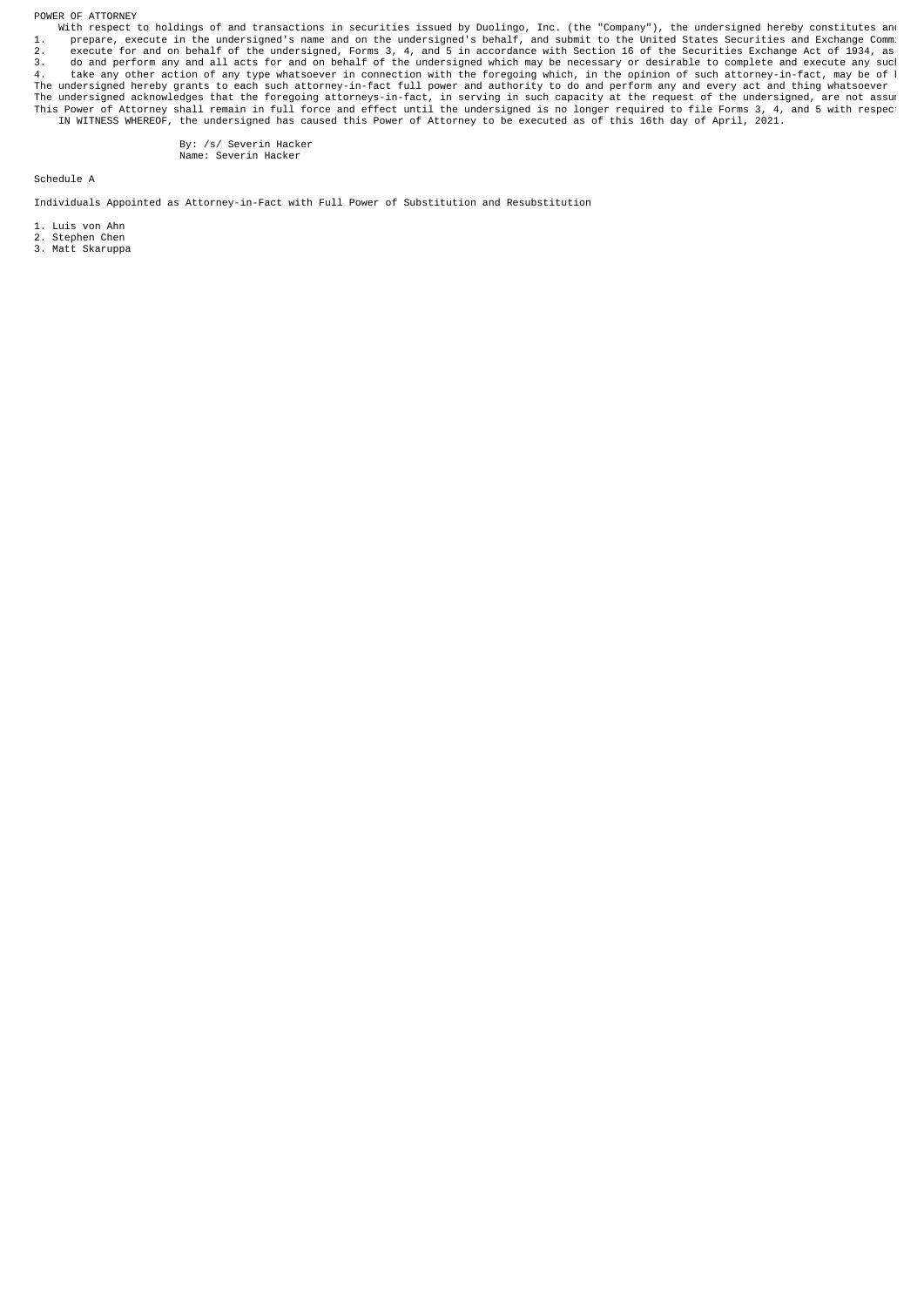POWER OF ATTORNEY

With respect to holdings of and transactions in securities issued by Duolingo, Inc. (the "Company"), the undersigned hereby constitutes and

1. prepare, execute in the undersigned's name and on the undersigned's behalf, and submit to the United States Securities and Exchange Comm
2. execute for and on behalf of the undersigned, Forms 3, 4, and 5 in accordance with Section 16 of the Securities Exchange Act of 1934, as
3. do and perform any and all acts for and on behalf of the undersigned which may be necessary or desirable to complete and execute any such
4. take any other action of any type whatsoever in connection with the foregoing which, in the opinion of such attorney-in-fact, may be of l

The undersigned hereby grants to each such attorney-in-fact full power and authority to do and perform any and every act and thing whatsoever

The undersigned acknowledges that the foregoing attorneys-in-fact, in serving in such capacity at the request of the undersigned, are not assu

This Power of Attorney shall remain in full force and effect until the undersigned is no longer required to file Forms 3, 4, and 5 with respec

IN WITNESS WHEREOF, the undersigned has caused this Power of Attorney to be executed as of this 16th day of April, 2021.

By: /s/ Severin Hacker
Name: Severin Hacker

Schedule A

Individuals Appointed as Attorney-in-Fact with Full Power of Substitution and Resubstitution

1. Luis von Ahn
2. Stephen Chen
3. Matt Skaruppa